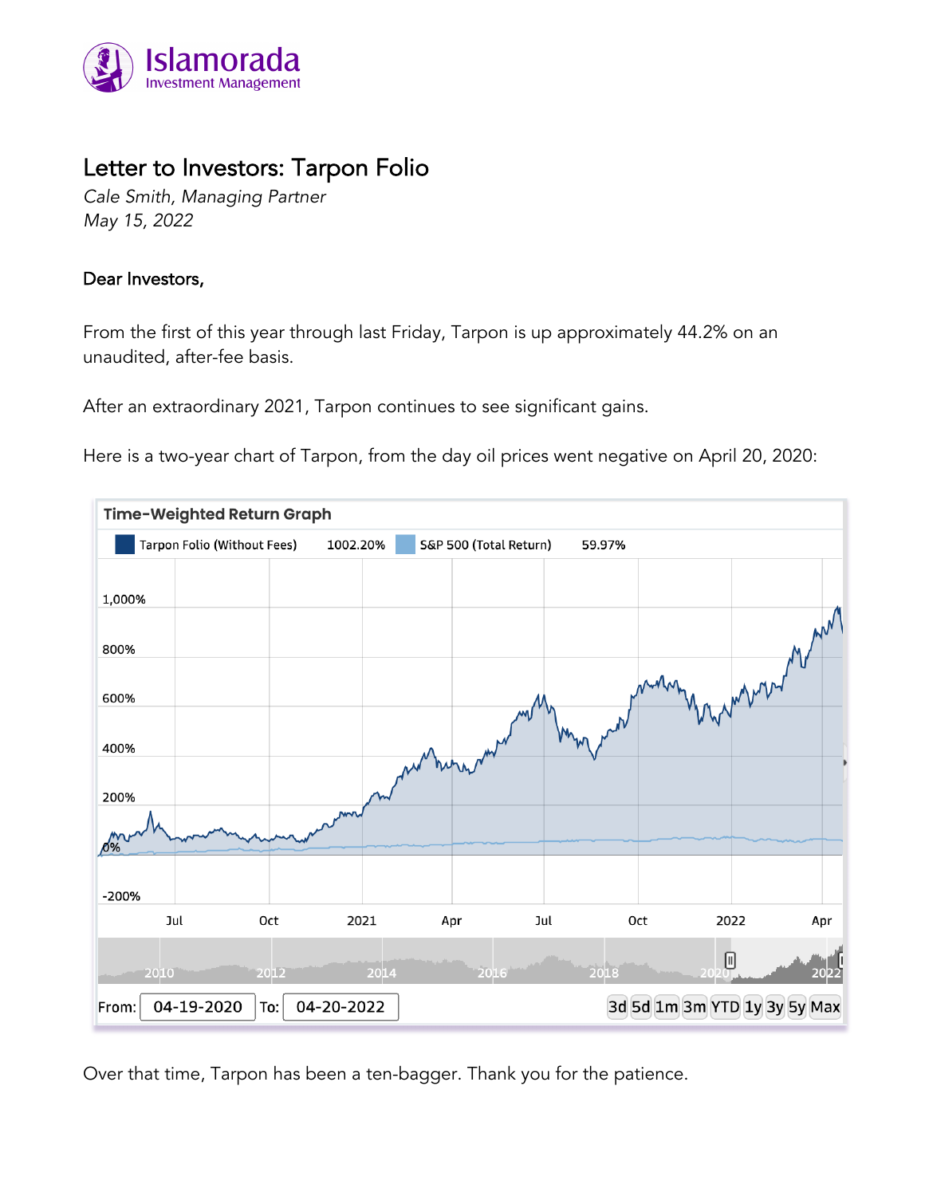Islamorada
Investment Management

# Letter to Investors: Tarpon Folio

*Cale Smith, Managing Partner*
*May 15, 2022*

Dear Investors,

From the first of this year through last Friday, Tarpon is up approximately 44.2% on an unaudited, after-fee basis.

After an extraordinary 2021, Tarpon continues to see significant gains.

Here is a two-year chart of Tarpon, from the day oil prices went negative on April 20, 2020:

**Time-Weighted Return Graph**

| Series | Return |
| --- | --- |
| Tarpon Folio (Without Fees) | 1002.20% |
| S&P 500 (Total Return) | 59.97% |

From: 04-19-2020 To: 04-20-2022

Over that time, Tarpon has been a ten-bagger. Thank you for the patience.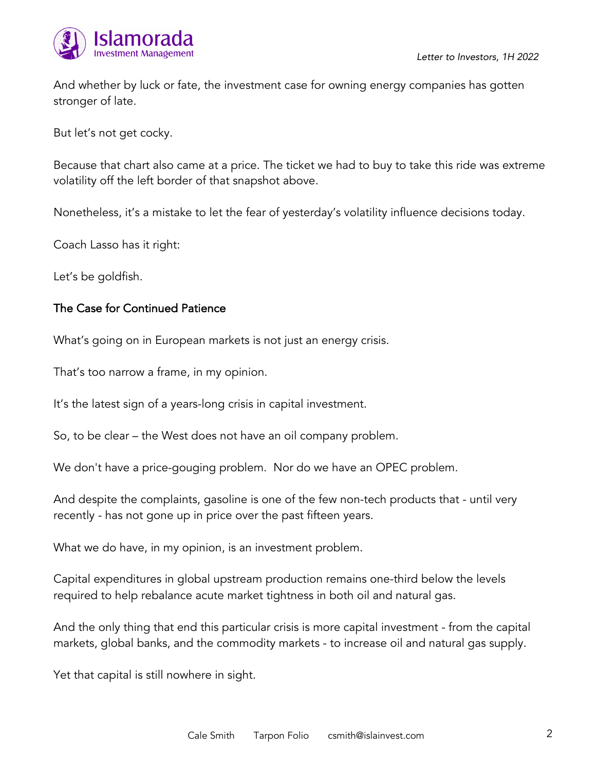And whether by luck or fate, the investment case for owning energy companies has gotten stronger of late.

But let's not get cocky.

Because that chart also came at a price. The ticket we had to buy to take this ride was extreme volatility off the left border of that snapshot above.

Nonetheless, it's a mistake to let the fear of yesterday's volatility influence decisions today.

Coach Lasso has it right:

Let's be goldfish.

## The Case for Continued Patience

What's going on in European markets is not just an energy crisis.

That's too narrow a frame, in my opinion.

It's the latest sign of a years-long crisis in capital investment.

So, to be clear – the West does not have an oil company problem.

We don't have a price-gouging problem. Nor do we have an OPEC problem.

And despite the complaints, gasoline is one of the few non-tech products that - until very recently - has not gone up in price over the past fifteen years.

What we do have, in my opinion, is an investment problem.

Capital expenditures in global upstream production remains one-third below the levels required to help rebalance acute market tightness in both oil and natural gas.

And the only thing that end this particular crisis is more capital investment - from the capital markets, global banks, and the commodity markets - to increase oil and natural gas supply.

Yet that capital is still nowhere in sight.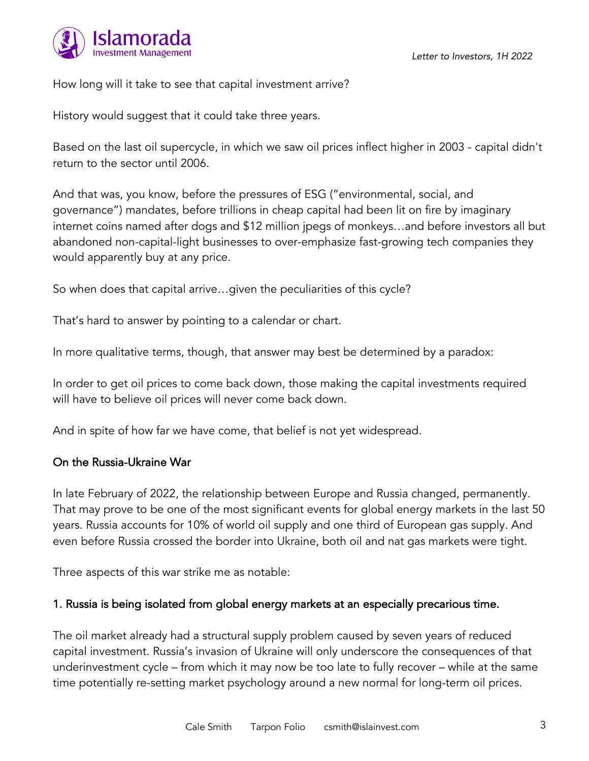How long will it take to see that capital investment arrive?

History would suggest that it could take three years.

Based on the last oil supercycle, in which we saw oil prices inflect higher in 2003 - capital didn't return to the sector until 2006.

And that was, you know, before the pressures of ESG ("environmental, social, and governance") mandates, before trillions in cheap capital had been lit on fire by imaginary internet coins named after dogs and $12 million jpegs of monkeys…and before investors all but abandoned non-capital-light businesses to over-emphasize fast-growing tech companies they would apparently buy at any price.

So when does that capital arrive…given the peculiarities of this cycle?

That's hard to answer by pointing to a calendar or chart.

In more qualitative terms, though, that answer may best be determined by a paradox:

In order to get oil prices to come back down, those making the capital investments required will have to believe oil prices will never come back down.

And in spite of how far we have come, that belief is not yet widespread.

## On the Russia-Ukraine War

In late February of 2022, the relationship between Europe and Russia changed, permanently. That may prove to be one of the most significant events for global energy markets in the last 50 years. Russia accounts for 10% of world oil supply and one third of European gas supply. And even before Russia crossed the border into Ukraine, both oil and nat gas markets were tight.

Three aspects of this war strike me as notable:

### 1. Russia is being isolated from global energy markets at an especially precarious time.

The oil market already had a structural supply problem caused by seven years of reduced capital investment. Russia's invasion of Ukraine will only underscore the consequences of that underinvestment cycle – from which it may now be too late to fully recover – while at the same time potentially re-setting market psychology around a new normal for long-term oil prices.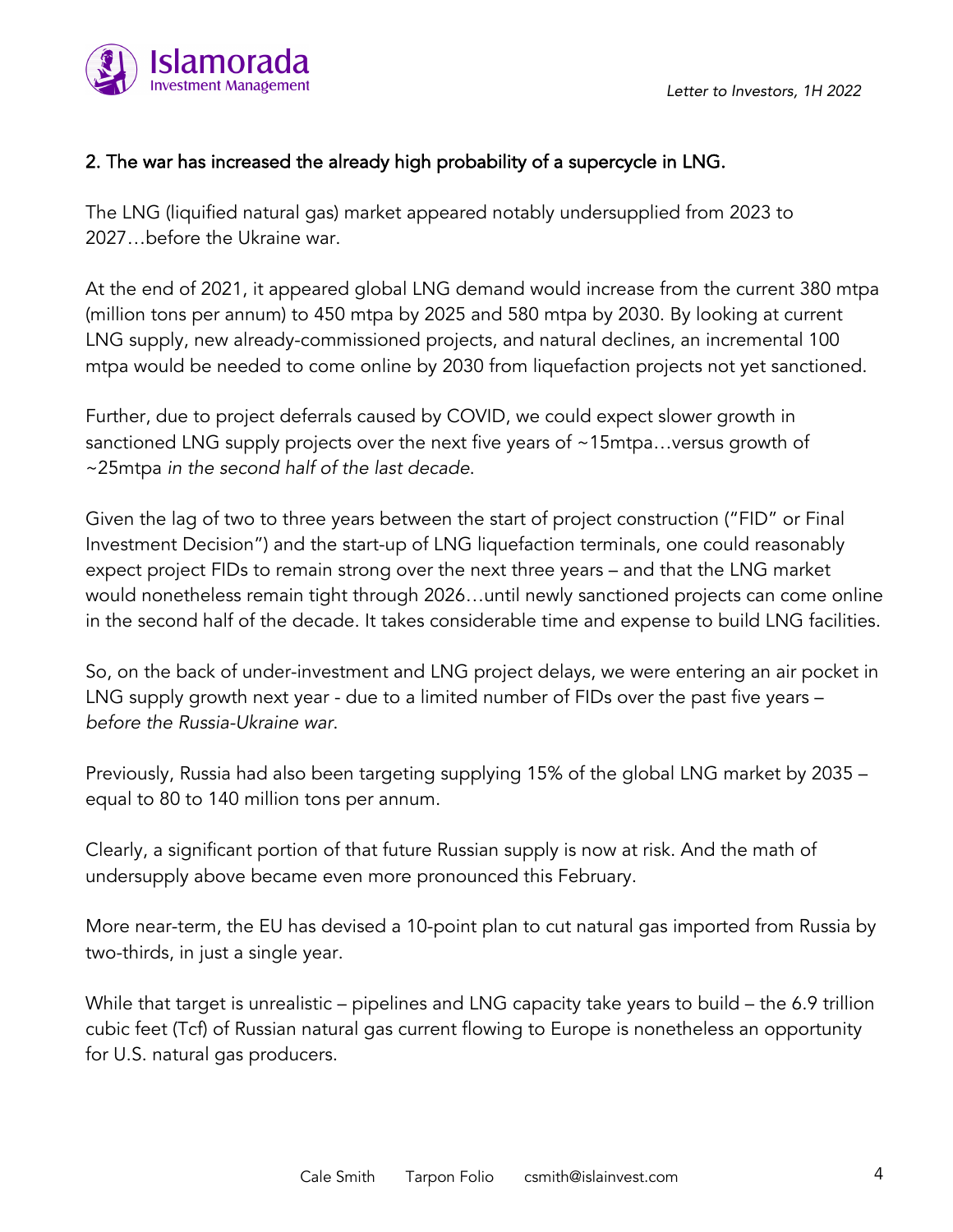2. The war has increased the already high probability of a supercycle in LNG.

The LNG (liquified natural gas) market appeared notably undersupplied from 2023 to 2027…before the Ukraine war.

At the end of 2021, it appeared global LNG demand would increase from the current 380 mtpa (million tons per annum) to 450 mtpa by 2025 and 580 mtpa by 2030. By looking at current LNG supply, new already-commissioned projects, and natural declines, an incremental 100 mtpa would be needed to come online by 2030 from liquefaction projects not yet sanctioned.

Further, due to project deferrals caused by COVID, we could expect slower growth in sanctioned LNG supply projects over the next five years of ~15mtpa…versus growth of ~25mtpa *in the second half of the last decade*.

Given the lag of two to three years between the start of project construction ("FID" or Final Investment Decision") and the start-up of LNG liquefaction terminals, one could reasonably expect project FIDs to remain strong over the next three years – and that the LNG market would nonetheless remain tight through 2026…until newly sanctioned projects can come online in the second half of the decade. It takes considerable time and expense to build LNG facilities.

So, on the back of under-investment and LNG project delays, we were entering an air pocket in LNG supply growth next year - due to a limited number of FIDs over the past five years – *before the Russia-Ukraine war*.

Previously, Russia had also been targeting supplying 15% of the global LNG market by 2035 – equal to 80 to 140 million tons per annum.

Clearly, a significant portion of that future Russian supply is now at risk. And the math of undersupply above became even more pronounced this February.

More near-term, the EU has devised a 10-point plan to cut natural gas imported from Russia by two-thirds, in just a single year.

While that target is unrealistic – pipelines and LNG capacity take years to build – the 6.9 trillion cubic feet (Tcf) of Russian natural gas current flowing to Europe is nonetheless an opportunity for U.S. natural gas producers.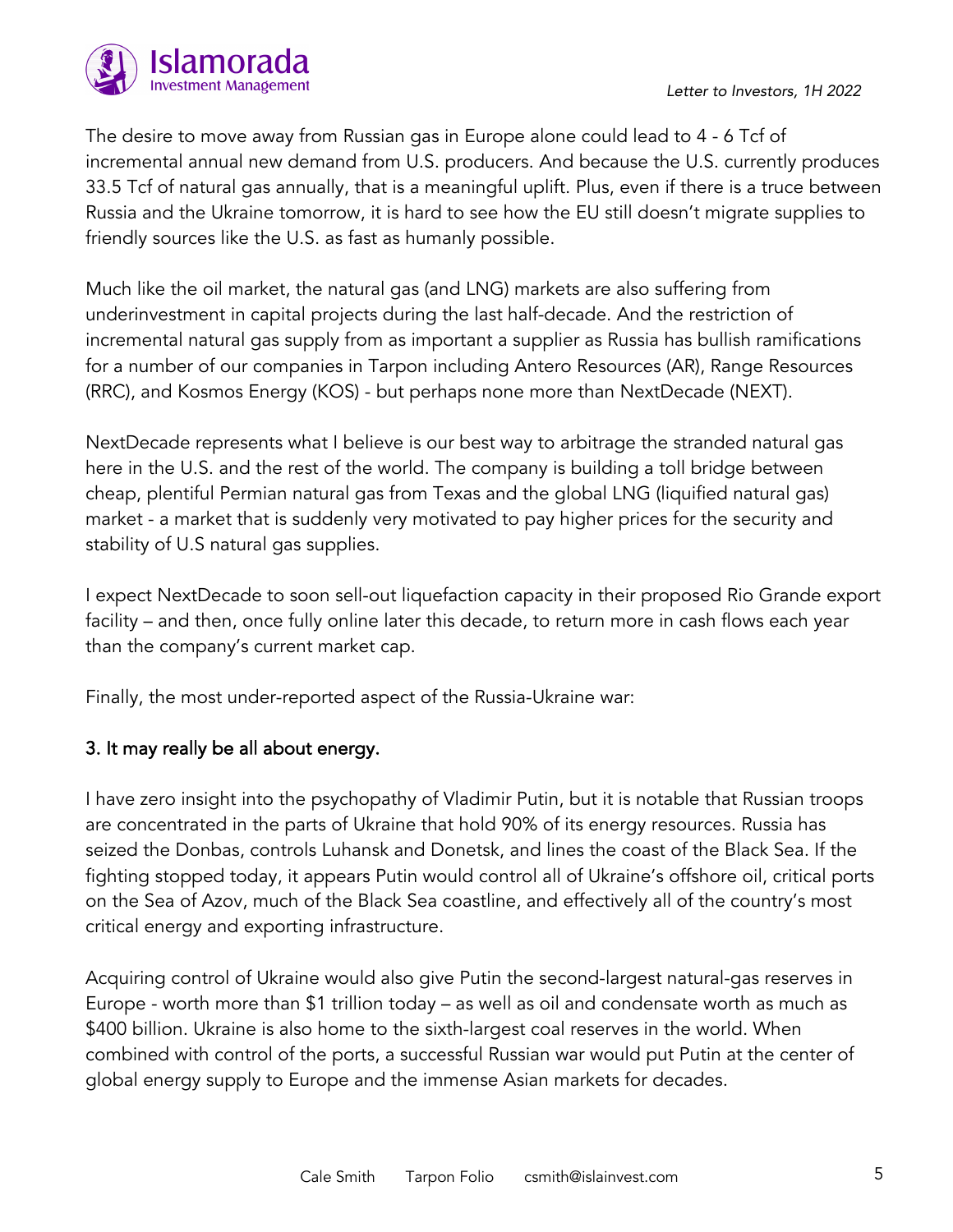The desire to move away from Russian gas in Europe alone could lead to 4 - 6 Tcf of incremental annual new demand from U.S. producers. And because the U.S. currently produces 33.5 Tcf of natural gas annually, that is a meaningful uplift. Plus, even if there is a truce between Russia and the Ukraine tomorrow, it is hard to see how the EU still doesn't migrate supplies to friendly sources like the U.S. as fast as humanly possible.

Much like the oil market, the natural gas (and LNG) markets are also suffering from underinvestment in capital projects during the last half-decade. And the restriction of incremental natural gas supply from as important a supplier as Russia has bullish ramifications for a number of our companies in Tarpon including Antero Resources (AR), Range Resources (RRC), and Kosmos Energy (KOS) - but perhaps none more than NextDecade (NEXT).

NextDecade represents what I believe is our best way to arbitrage the stranded natural gas here in the U.S. and the rest of the world. The company is building a toll bridge between cheap, plentiful Permian natural gas from Texas and the global LNG (liquified natural gas) market - a market that is suddenly very motivated to pay higher prices for the security and stability of U.S natural gas supplies.

I expect NextDecade to soon sell-out liquefaction capacity in their proposed Rio Grande export facility – and then, once fully online later this decade, to return more in cash flows each year than the company's current market cap.

Finally, the most under-reported aspect of the Russia-Ukraine war:

### 3. It may really be all about energy.

I have zero insight into the psychopathy of Vladimir Putin, but it is notable that Russian troops are concentrated in the parts of Ukraine that hold 90% of its energy resources. Russia has seized the Donbas, controls Luhansk and Donetsk, and lines the coast of the Black Sea. If the fighting stopped today, it appears Putin would control all of Ukraine's offshore oil, critical ports on the Sea of Azov, much of the Black Sea coastline, and effectively all of the country's most critical energy and exporting infrastructure.

Acquiring control of Ukraine would also give Putin the second-largest natural-gas reserves in Europe - worth more than $1 trillion today – as well as oil and condensate worth as much as $400 billion. Ukraine is also home to the sixth-largest coal reserves in the world. When combined with control of the ports, a successful Russian war would put Putin at the center of global energy supply to Europe and the immense Asian markets for decades.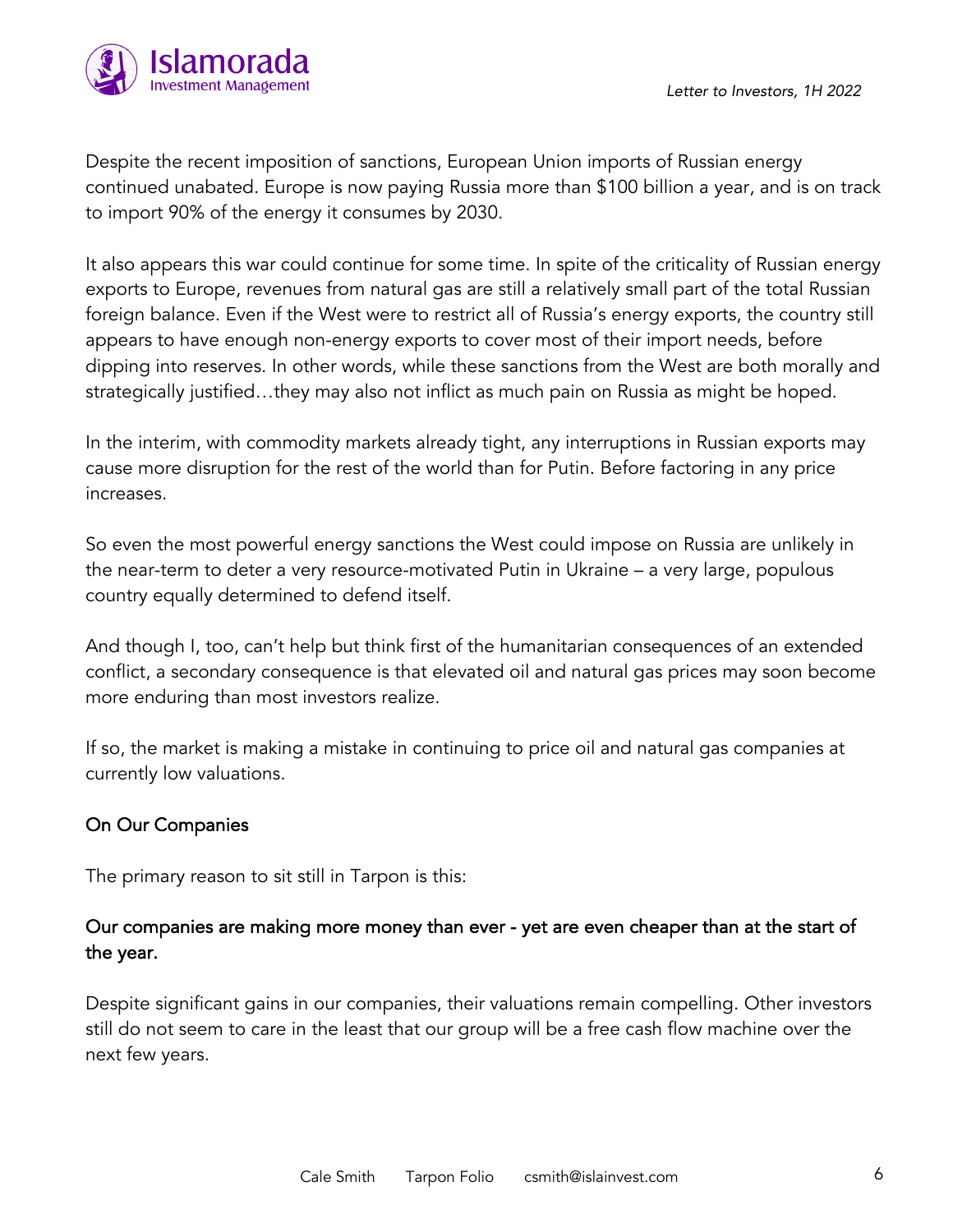Despite the recent imposition of sanctions, European Union imports of Russian energy continued unabated. Europe is now paying Russia more than $100 billion a year, and is on track to import 90% of the energy it consumes by 2030.

It also appears this war could continue for some time. In spite of the criticality of Russian energy exports to Europe, revenues from natural gas are still a relatively small part of the total Russian foreign balance. Even if the West were to restrict all of Russia's energy exports, the country still appears to have enough non-energy exports to cover most of their import needs, before dipping into reserves. In other words, while these sanctions from the West are both morally and strategically justified…they may also not inflict as much pain on Russia as might be hoped.

In the interim, with commodity markets already tight, any interruptions in Russian exports may cause more disruption for the rest of the world than for Putin. Before factoring in any price increases.

So even the most powerful energy sanctions the West could impose on Russia are unlikely in the near-term to deter a very resource-motivated Putin in Ukraine – a very large, populous country equally determined to defend itself.

And though I, too, can't help but think first of the humanitarian consequences of an extended conflict, a secondary consequence is that elevated oil and natural gas prices may soon become more enduring than most investors realize.

If so, the market is making a mistake in continuing to price oil and natural gas companies at currently low valuations.

## On Our Companies

The primary reason to sit still in Tarpon is this:

### Our companies are making more money than ever - yet are even cheaper than at the start of the year.

Despite significant gains in our companies, their valuations remain compelling. Other investors still do not seem to care in the least that our group will be a free cash flow machine over the next few years.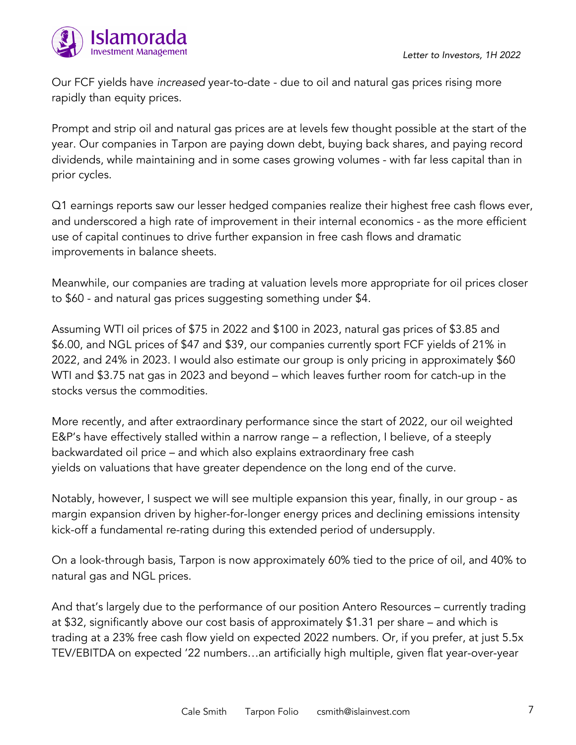Our FCF yields have *increased* year-to-date - due to oil and natural gas prices rising more rapidly than equity prices.

Prompt and strip oil and natural gas prices are at levels few thought possible at the start of the year. Our companies in Tarpon are paying down debt, buying back shares, and paying record dividends, while maintaining and in some cases growing volumes - with far less capital than in prior cycles.

Q1 earnings reports saw our lesser hedged companies realize their highest free cash flows ever, and underscored a high rate of improvement in their internal economics - as the more efficient use of capital continues to drive further expansion in free cash flows and dramatic improvements in balance sheets.

Meanwhile, our companies are trading at valuation levels more appropriate for oil prices closer to $60 - and natural gas prices suggesting something under $4.

Assuming WTI oil prices of $75 in 2022 and $100 in 2023, natural gas prices of $3.85 and $6.00, and NGL prices of $47 and $39, our companies currently sport FCF yields of 21% in 2022, and 24% in 2023. I would also estimate our group is only pricing in approximately $60 WTI and $3.75 nat gas in 2023 and beyond – which leaves further room for catch-up in the stocks versus the commodities.

More recently, and after extraordinary performance since the start of 2022, our oil weighted E&P's have effectively stalled within a narrow range – a reflection, I believe, of a steeply backwardated oil price – and which also explains extraordinary free cash yields on valuations that have greater dependence on the long end of the curve.

Notably, however, I suspect we will see multiple expansion this year, finally, in our group - as margin expansion driven by higher-for-longer energy prices and declining emissions intensity kick-off a fundamental re-rating during this extended period of undersupply.

On a look-through basis, Tarpon is now approximately 60% tied to the price of oil, and 40% to natural gas and NGL prices.

And that's largely due to the performance of our position Antero Resources – currently trading at $32, significantly above our cost basis of approximately $1.31 per share – and which is trading at a 23% free cash flow yield on expected 2022 numbers. Or, if you prefer, at just 5.5x TEV/EBITDA on expected '22 numbers…an artificially high multiple, given flat year-over-year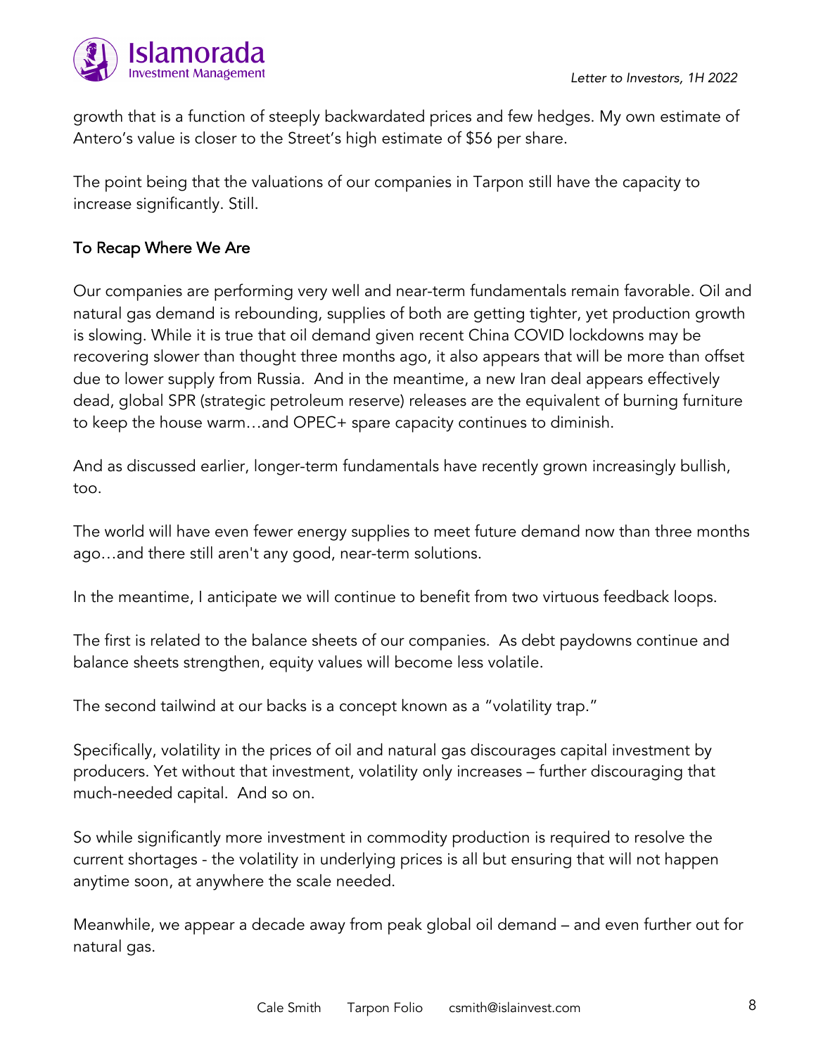growth that is a function of steeply backwardated prices and few hedges. My own estimate of Antero's value is closer to the Street's high estimate of $56 per share.

The point being that the valuations of our companies in Tarpon still have the capacity to increase significantly. Still.

## To Recap Where We Are

Our companies are performing very well and near-term fundamentals remain favorable. Oil and natural gas demand is rebounding, supplies of both are getting tighter, yet production growth is slowing. While it is true that oil demand given recent China COVID lockdowns may be recovering slower than thought three months ago, it also appears that will be more than offset due to lower supply from Russia. And in the meantime, a new Iran deal appears effectively dead, global SPR (strategic petroleum reserve) releases are the equivalent of burning furniture to keep the house warm…and OPEC+ spare capacity continues to diminish.

And as discussed earlier, longer-term fundamentals have recently grown increasingly bullish, too.

The world will have even fewer energy supplies to meet future demand now than three months ago…and there still aren't any good, near-term solutions.

In the meantime, I anticipate we will continue to benefit from two virtuous feedback loops.

The first is related to the balance sheets of our companies. As debt paydowns continue and balance sheets strengthen, equity values will become less volatile.

The second tailwind at our backs is a concept known as a "volatility trap."

Specifically, volatility in the prices of oil and natural gas discourages capital investment by producers. Yet without that investment, volatility only increases – further discouraging that much-needed capital. And so on.

So while significantly more investment in commodity production is required to resolve the current shortages - the volatility in underlying prices is all but ensuring that will not happen anytime soon, at anywhere the scale needed.

Meanwhile, we appear a decade away from peak global oil demand – and even further out for natural gas.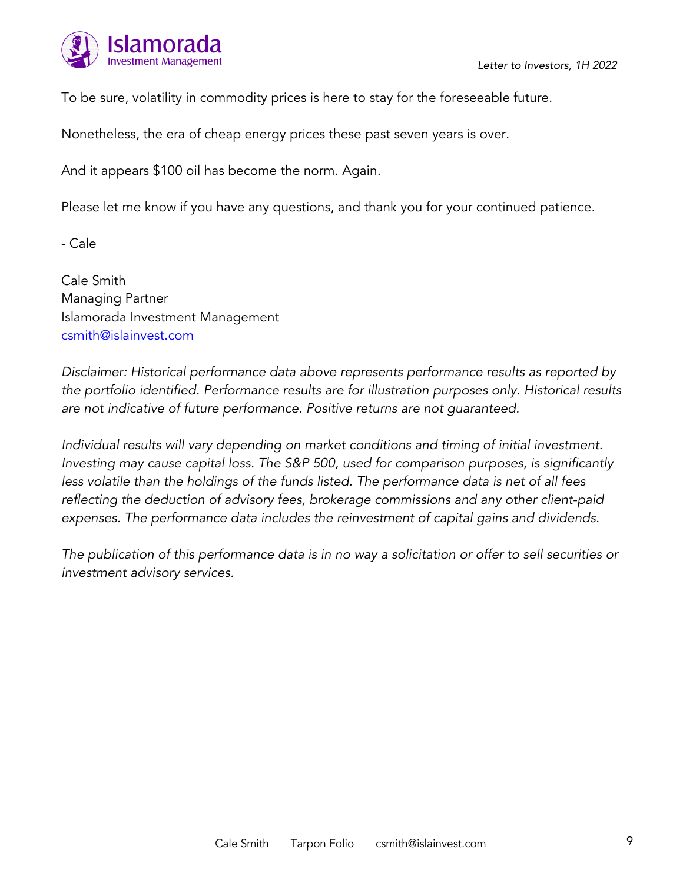To be sure, volatility in commodity prices is here to stay for the foreseeable future.

Nonetheless, the era of cheap energy prices these past seven years is over.

And it appears $100 oil has become the norm. Again.

Please let me know if you have any questions, and thank you for your continued patience.

- Cale

Cale Smith
Managing Partner
Islamorada Investment Management
csmith@islainvest.com

*Disclaimer: Historical performance data above represents performance results as reported by the portfolio identified. Performance results are for illustration purposes only. Historical results are not indicative of future performance. Positive returns are not guaranteed.*

*Individual results will vary depending on market conditions and timing of initial investment. Investing may cause capital loss. The S&P 500, used for comparison purposes, is significantly less volatile than the holdings of the funds listed. The performance data is net of all fees reflecting the deduction of advisory fees, brokerage commissions and any other client-paid expenses. The performance data includes the reinvestment of capital gains and dividends.*

*The publication of this performance data is in no way a solicitation or offer to sell securities or investment advisory services.*